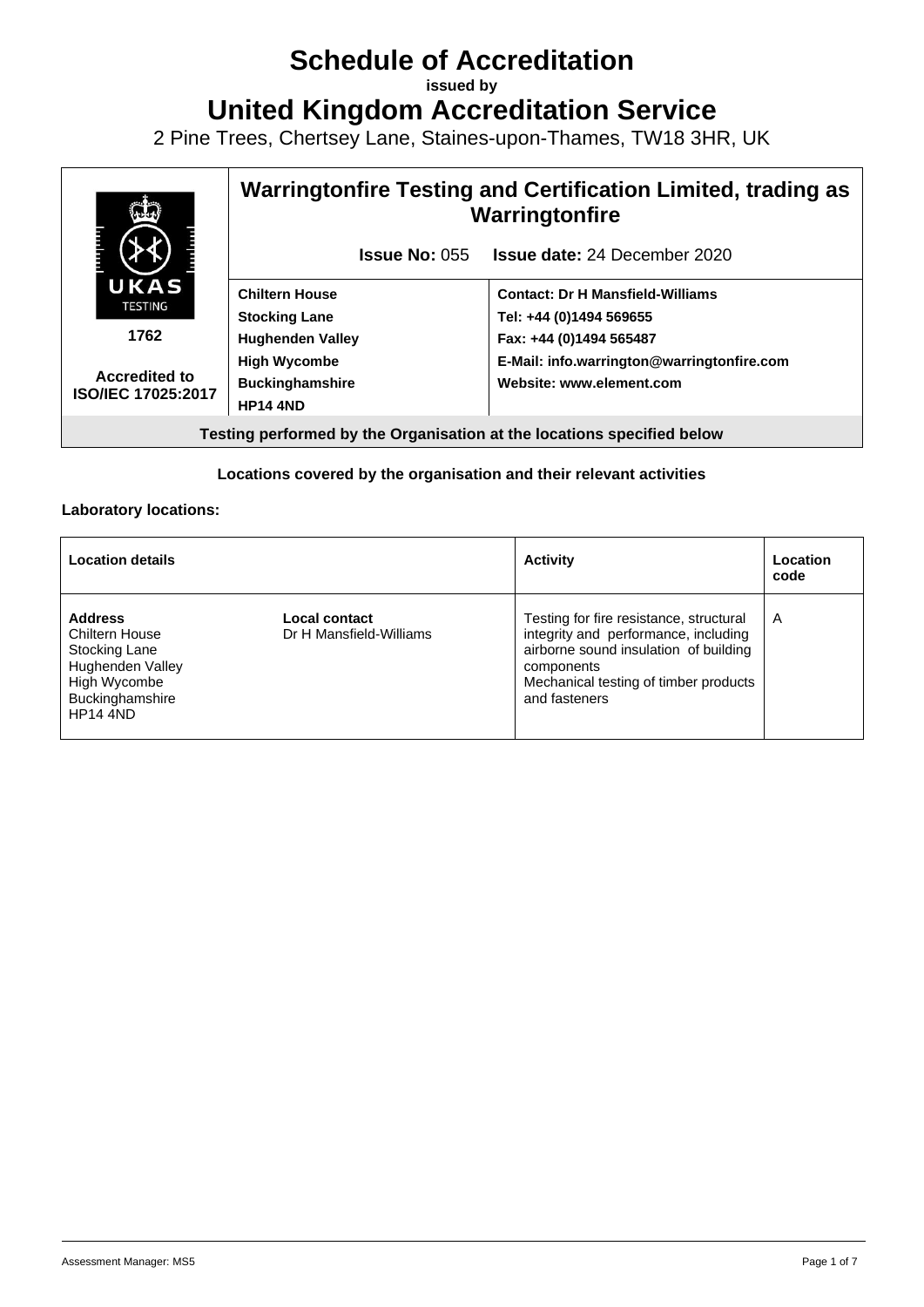# Schedule of Accreditation

**issued by**

# United Kingdom Accreditation Service

2 Pine Trees, Chertsey Lane, Staines-upon-Thames, TW18 3HR, UK

| UKAS TESTING 1762 Accredited to ISO/IEC 17025:2017 | **Warringtonfire Testing and Certification Limited, trading as Warringtonfire** | |
|---|---|---|
| | **Issue No:** 055 | **Issue date:** 24 December 2020 |
| | **Chiltern House**<br>**Stocking Lane**<br>**Hughenden Valley**<br>**High Wycombe**<br>**Buckinghamshire**<br>**HP14 4ND** | **Contact: Dr H Mansfield-Williams**<br>**Tel: +44 (0)1494 569655**<br>**Fax: +44 (0)1494 565487**<br>**E-Mail: info.warrington@warringtonfire.com**<br>**Website: www.element.com** |

**Testing performed by the Organisation at the locations specified below**

**Locations covered by the organisation and their relevant activities**

**Laboratory locations:**

| Location details | | Activity | Location code |
|---|---|---|---|
| **Address**<br>Chiltern House<br>Stocking Lane<br>Hughenden Valley<br>High Wycombe<br>Buckinghamshire<br>HP14 4ND | **Local contact**<br>Dr H Mansfield-Williams | Testing for fire resistance, structural integrity and performance, including airborne sound insulation of building components<br>Mechanical testing of timber products and fasteners | A |

Assessment Manager: MS5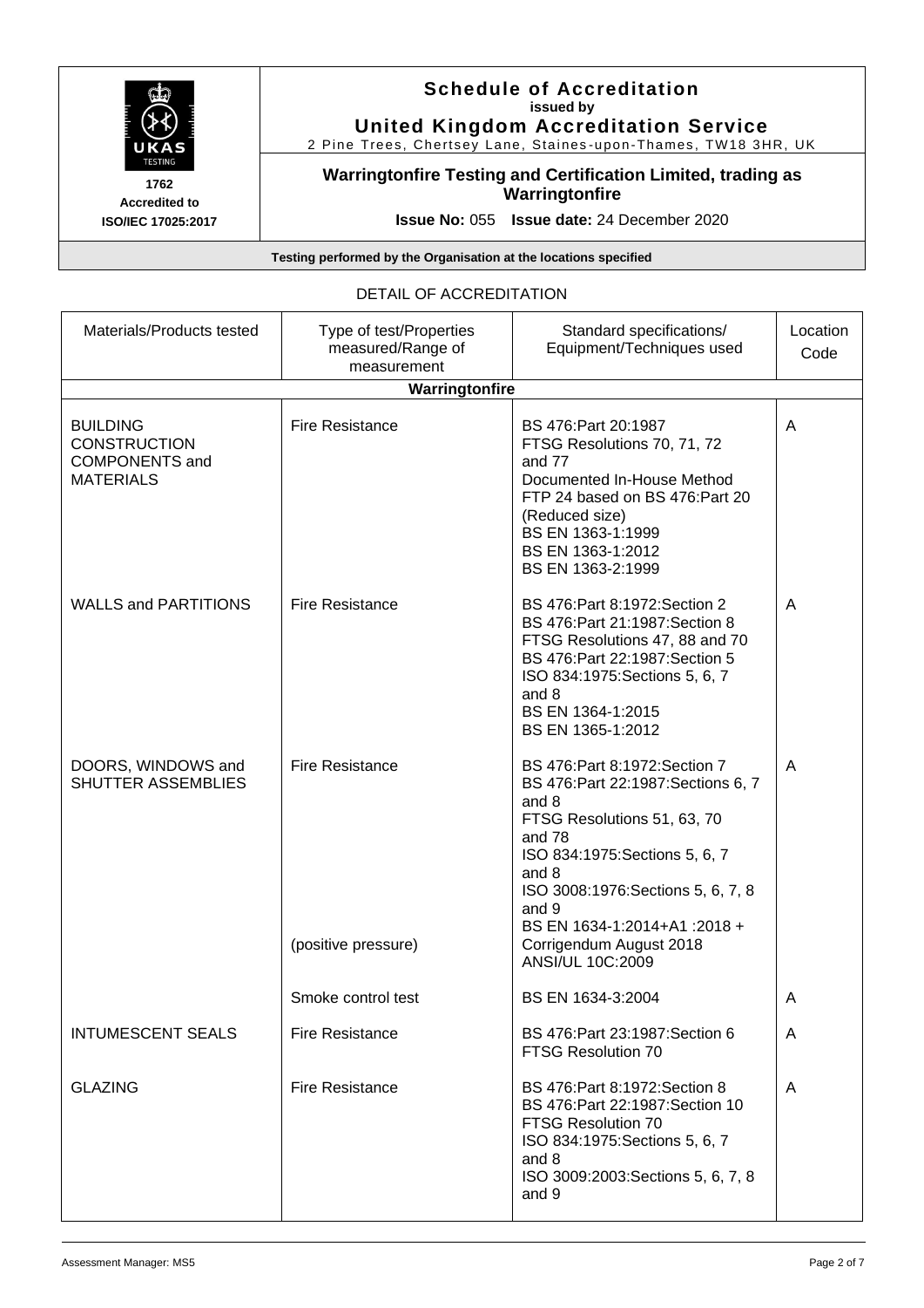# Schedule of Accreditation

**issued by**

**United Kingdom Accreditation Service**

2 Pine Trees, Chertsey Lane, Staines-upon-Thames, TW18 3HR, UK

**1762**
**Accredited to**
**ISO/IEC 17025:2017**

## Warringtonfire Testing and Certification Limited, trading as Warringtonfire

**Issue No:** 055 **Issue date:** 24 December 2020

**Testing performed by the Organisation at the locations specified**

## DETAIL OF ACCREDITATION

| Materials/Products tested | Type of test/Properties measured/Range of measurement | Standard specifications/ Equipment/Techniques used | Location Code |
|---|---|---|---|
| **Warringtonfire** | | | |
| BUILDING CONSTRUCTION COMPONENTS and MATERIALS | Fire Resistance | BS 476:Part 20:1987<br>FTSG Resolutions 70, 71, 72 and 77<br>Documented In-House Method FTP 24 based on BS 476:Part 20 (Reduced size)<br>BS EN 1363-1:1999<br>BS EN 1363-1:2012<br>BS EN 1363-2:1999 | A |
| WALLS and PARTITIONS | Fire Resistance | BS 476:Part 8:1972:Section 2<br>BS 476:Part 21:1987:Section 8<br>FTSG Resolutions 47, 88 and 70<br>BS 476:Part 22:1987:Section 5<br>ISO 834:1975:Sections 5, 6, 7 and 8<br>BS EN 1364-1:2015<br>BS EN 1365-1:2012 | A |
| DOORS, WINDOWS and SHUTTER ASSEMBLIES | Fire Resistance<br><br>(positive pressure) | BS 476:Part 8:1972:Section 7<br>BS 476:Part 22:1987:Sections 6, 7 and 8<br>FTSG Resolutions 51, 63, 70 and 78<br>ISO 834:1975:Sections 5, 6, 7 and 8<br>ISO 3008:1976:Sections 5, 6, 7, 8 and 9<br>BS EN 1634-1:2014+A1 :2018 + Corrigendum August 2018<br>ANSI/UL 10C:2009 | A |
| | Smoke control test | BS EN 1634-3:2004 | A |
| INTUMESCENT SEALS | Fire Resistance | BS 476:Part 23:1987:Section 6<br>FTSG Resolution 70 | A |
| GLAZING | Fire Resistance | BS 476:Part 8:1972:Section 8<br>BS 476:Part 22:1987:Section 10<br>FTSG Resolution 70<br>ISO 834:1975:Sections 5, 6, 7 and 8<br>ISO 3009:2003:Sections 5, 6, 7, 8 and 9 | A |

Assessment Manager: MS5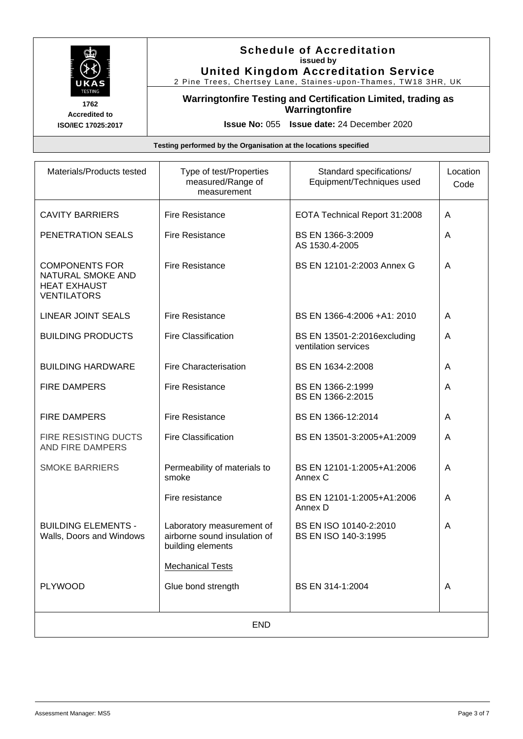**Schedule of Accreditation**
**issued by**
**United Kingdom Accreditation Service**
2 Pine Trees, Chertsey Lane, Staines-upon-Thames, TW18 3HR, UK

1762
Accredited to
ISO/IEC 17025:2017

**Warringtonfire Testing and Certification Limited, trading as Warringtonfire**

**Issue No:** 055 **Issue date:** 24 December 2020

**Testing performed by the Organisation at the locations specified**

| Materials/Products tested | Type of test/Properties measured/Range of measurement | Standard specifications/ Equipment/Techniques used | Location Code |
|---|---|---|---|
| CAVITY BARRIERS | Fire Resistance | EOTA Technical Report 31:2008 | A |
| PENETRATION SEALS | Fire Resistance | BS EN 1366-3:2009<br>AS 1530.4-2005 | A |
| COMPONENTS FOR NATURAL SMOKE AND HEAT EXHAUST VENTILATORS | Fire Resistance | BS EN 12101-2:2003 Annex G | A |
| LINEAR JOINT SEALS | Fire Resistance | BS EN 1366-4:2006 +A1: 2010 | A |
| BUILDING PRODUCTS | Fire Classification | BS EN 13501-2:2016excluding ventilation services | A |
| BUILDING HARDWARE | Fire Characterisation | BS EN 1634-2:2008 | A |
| FIRE DAMPERS | Fire Resistance | BS EN 1366-2:1999<br>BS EN 1366-2:2015 | A |
| FIRE DAMPERS | Fire Resistance | BS EN 1366-12:2014 | A |
| FIRE RESISTING DUCTS AND FIRE DAMPERS | Fire Classification | BS EN 13501-3:2005+A1:2009 | A |
| SMOKE BARRIERS | Permeability of materials to smoke | BS EN 12101-1:2005+A1:2006 Annex C | A |
| | Fire resistance | BS EN 12101-1:2005+A1:2006 Annex D | A |
| BUILDING ELEMENTS - Walls, Doors and Windows | Laboratory measurement of airborne sound insulation of building elements | BS EN ISO 10140-2:2010<br>BS EN ISO 140-3:1995 | A |
| | Mechanical Tests | | |
| PLYWOOD | Glue bond strength | BS EN 314-1:2004 | A |

END

Assessment Manager: MS5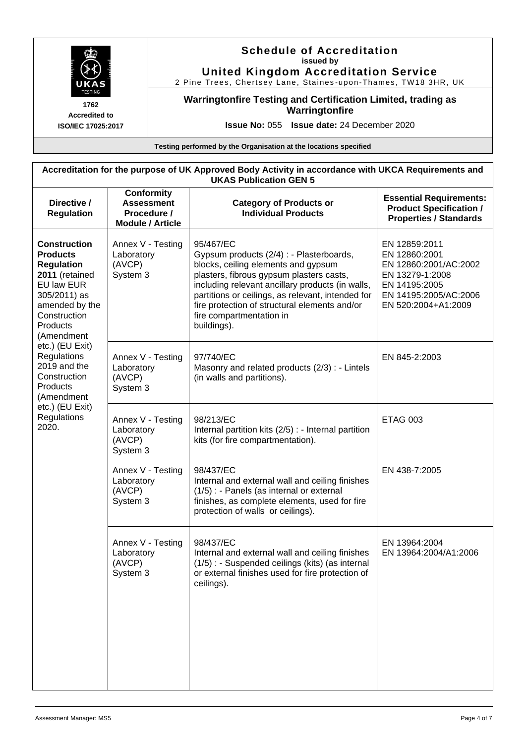# Schedule of Accreditation

issued by

**United Kingdom Accreditation Service**

2 Pine Trees, Chertsey Lane, Staines-upon-Thames, TW18 3HR, UK

1762
Accredited to
ISO/IEC 17025:2017

**Warringtonfire Testing and Certification Limited, trading as Warringtonfire**

**Issue No:** 055 **Issue date:** 24 December 2020

**Testing performed by the Organisation at the locations specified**

**Accreditation for the purpose of UK Approved Body Activity in accordance with UKCA Requirements and UKAS Publication GEN 5**

| Directive / Regulation | Conformity Assessment Procedure / Module / Article | Category of Products or Individual Products | Essential Requirements: Product Specification / Properties / Standards |
|---|---|---|---|
| **Construction Products Regulation 2011** (retained EU law EUR 305/2011) as amended by the Construction Products (Amendment etc.) (EU Exit) Regulations 2019 and the Construction Products (Amendment etc.) (EU Exit) Regulations 2020. | Annex V - Testing Laboratory (AVCP) System 3 | 95/467/EC<br>Gypsum products (2/4) : - Plasterboards, blocks, ceiling elements and gypsum plasters, fibrous gypsum plasters casts, including relevant ancillary products (in walls, partitions or ceilings, as relevant, intended for fire protection of structural elements and/or fire compartmentation in buildings). | EN 12859:2011<br>EN 12860:2001<br>EN 12860:2001/AC:2002<br>EN 13279-1:2008<br>EN 14195:2005<br>EN 14195:2005/AC:2006<br>EN 520:2004+A1:2009 |
| | Annex V - Testing Laboratory (AVCP) System 3 | 97/740/EC<br>Masonry and related products (2/3) : - Lintels (in walls and partitions). | EN 845-2:2003 |
| | Annex V - Testing Laboratory (AVCP) System 3 | 98/213/EC<br>Internal partition kits (2/5) : - Internal partition kits (for fire compartmentation). | ETAG 003 |
| | Annex V - Testing Laboratory (AVCP) System 3 | 98/437/EC<br>Internal and external wall and ceiling finishes (1/5) : - Panels (as internal or external finishes, as complete elements, used for fire protection of walls or ceilings). | EN 438-7:2005 |
| | Annex V - Testing Laboratory (AVCP) System 3 | 98/437/EC<br>Internal and external wall and ceiling finishes (1/5) : - Suspended ceilings (kits) (as internal or external finishes used for fire protection of ceilings). | EN 13964:2004<br>EN 13964:2004/A1:2006 |

Assessment Manager: MS5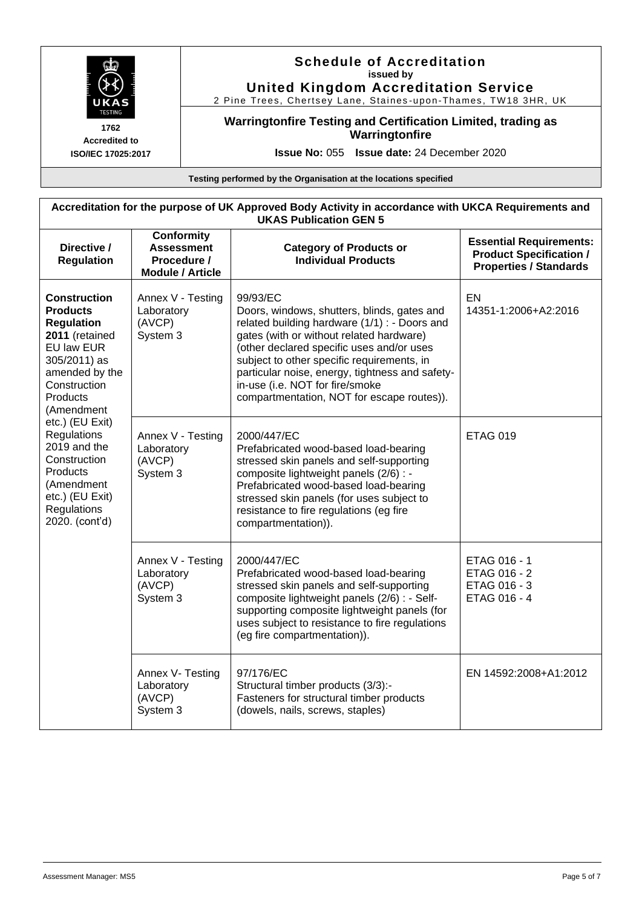# Schedule of Accreditation

**issued by**

**United Kingdom Accreditation Service**

2 Pine Trees, Chertsey Lane, Staines-upon-Thames, TW18 3HR, UK

1762

Accredited to

ISO/IEC 17025:2017

**Warringtonfire Testing and Certification Limited, trading as Warringtonfire**

**Issue No:** 055 **Issue date:** 24 December 2020

**Testing performed by the Organisation at the locations specified**

**Accreditation for the purpose of UK Approved Body Activity in accordance with UKCA Requirements and UKAS Publication GEN 5**

| Directive / Regulation | Conformity Assessment Procedure / Module / Article | Category of Products or Individual Products | Essential Requirements: Product Specification / Properties / Standards |
|---|---|---|---|
| **Construction Products Regulation 2011** (retained EU law EUR 305/2011) as amended by the Construction Products (Amendment etc.) (EU Exit) Regulations 2019 and the Construction Products (Amendment etc.) (EU Exit) Regulations 2020. (cont'd) | Annex V - Testing Laboratory (AVCP) System 3 | 99/93/EC Doors, windows, shutters, blinds, gates and related building hardware (1/1) : - Doors and gates (with or without related hardware) (other declared specific uses and/or uses subject to other specific requirements, in particular noise, energy, tightness and safety-in-use (i.e. NOT for fire/smoke compartmentation, NOT for escape routes)). | EN 14351-1:2006+A2:2016 |
| | Annex V - Testing Laboratory (AVCP) System 3 | 2000/447/EC Prefabricated wood-based load-bearing stressed skin panels and self-supporting composite lightweight panels (2/6) : - Prefabricated wood-based load-bearing stressed skin panels (for uses subject to resistance to fire regulations (eg fire compartmentation)). | ETAG 019 |
| | Annex V - Testing Laboratory (AVCP) System 3 | 2000/447/EC Prefabricated wood-based load-bearing stressed skin panels and self-supporting composite lightweight panels (2/6) : - Self-supporting composite lightweight panels (for uses subject to resistance to fire regulations (eg fire compartmentation)). | ETAG 016 - 1<br>ETAG 016 - 2<br>ETAG 016 - 3<br>ETAG 016 - 4 |
| | Annex V- Testing Laboratory (AVCP) System 3 | 97/176/EC Structural timber products (3/3):- Fasteners for structural timber products (dowels, nails, screws, staples) | EN 14592:2008+A1:2012 |

Assessment Manager: MS5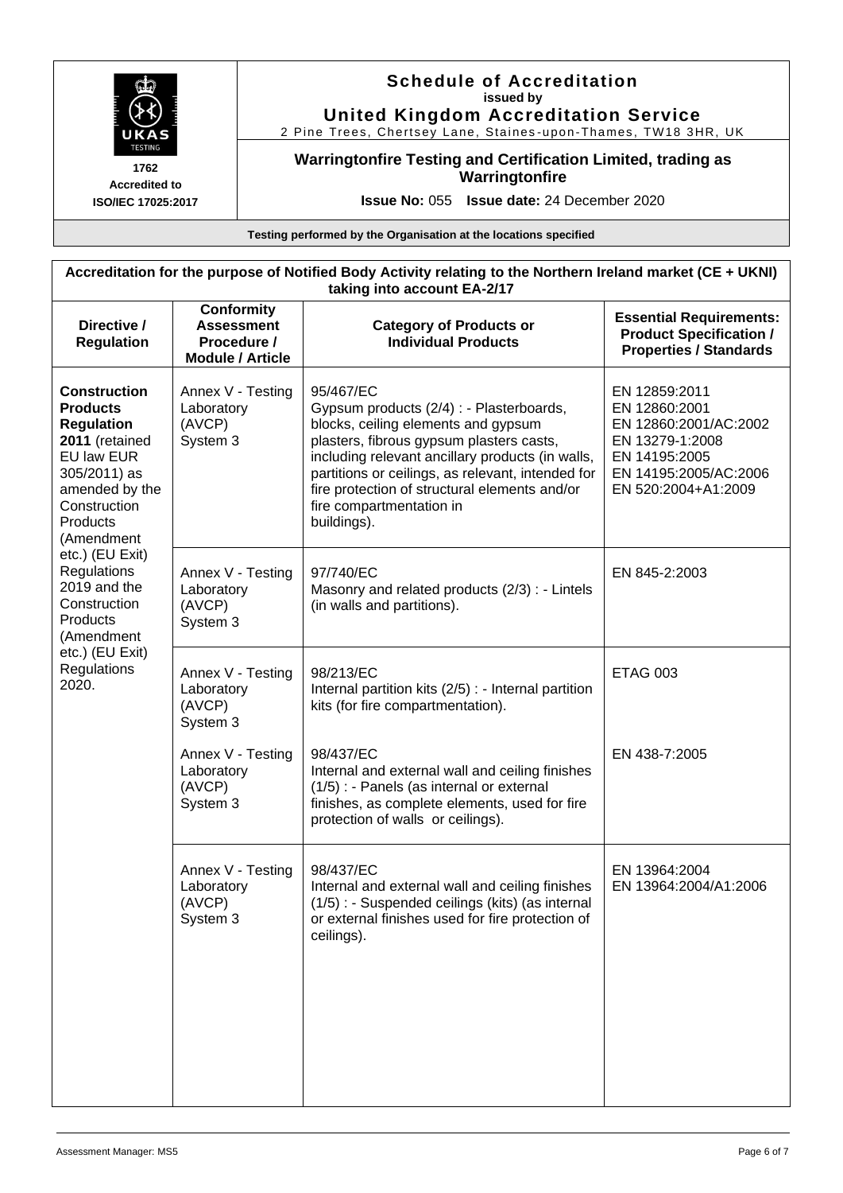# Schedule of Accreditation
issued by
## United Kingdom Accreditation Service
2 Pine Trees, Chertsey Lane, Staines-upon-Thames, TW18 3HR, UK

1762
Accredited to
ISO/IEC 17025:2017

**Warringtonfire Testing and Certification Limited, trading as Warringtonfire**

**Issue No:** 055 **Issue date:** 24 December 2020

**Testing performed by the Organisation at the locations specified**

| Accreditation for the purpose of Notified Body Activity relating to the Northern Ireland market (CE + UKNI) taking into account EA-2/17 | | | |
|---|---|---|---|
| **Directive / Regulation** | **Conformity Assessment Procedure / Module / Article** | **Category of Products or Individual Products** | **Essential Requirements: Product Specification / Properties / Standards** |
| **Construction Products Regulation 2011** (retained EU law EUR 305/2011) as amended by the Construction Products (Amendment etc.) (EU Exit) Regulations 2019 and the Construction Products (Amendment etc.) (EU Exit) Regulations 2020. | Annex V - Testing Laboratory (AVCP) System 3 | 95/467/EC<br>Gypsum products (2/4) : - Plasterboards, blocks, ceiling elements and gypsum plasters, fibrous gypsum plasters casts, including relevant ancillary products (in walls, partitions or ceilings, as relevant, intended for fire protection of structural elements and/or fire compartmentation in buildings). | EN 12859:2011<br>EN 12860:2001<br>EN 12860:2001/AC:2002<br>EN 13279-1:2008<br>EN 14195:2005<br>EN 14195:2005/AC:2006<br>EN 520:2004+A1:2009 |
| | Annex V - Testing Laboratory (AVCP) System 3 | 97/740/EC<br>Masonry and related products (2/3) : - Lintels (in walls and partitions). | EN 845-2:2003 |
| | Annex V - Testing Laboratory (AVCP) System 3 | 98/213/EC<br>Internal partition kits (2/5) : - Internal partition kits (for fire compartmentation). | ETAG 003 |
| | Annex V - Testing Laboratory (AVCP) System 3 | 98/437/EC<br>Internal and external wall and ceiling finishes (1/5) : - Panels (as internal or external finishes, as complete elements, used for fire protection of walls or ceilings). | EN 438-7:2005 |
| | Annex V - Testing Laboratory (AVCP) System 3 | 98/437/EC<br>Internal and external wall and ceiling finishes (1/5) : - Suspended ceilings (kits) (as internal or external finishes used for fire protection of ceilings). | EN 13964:2004<br>EN 13964:2004/A1:2006 |

Assessment Manager: MS5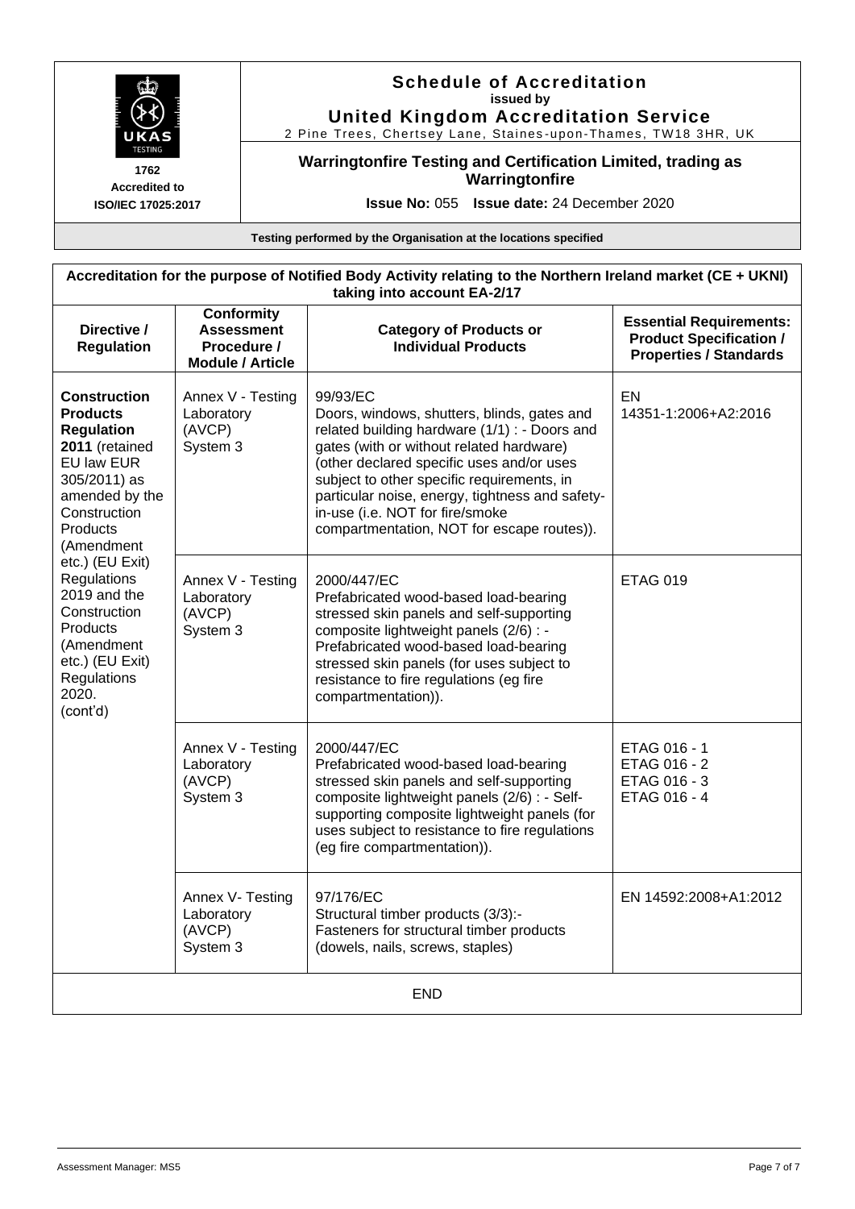# Schedule of Accreditation

issued by

**United Kingdom Accreditation Service**

2 Pine Trees, Chertsey Lane, Staines-upon-Thames, TW18 3HR, UK

1762
Accredited to
ISO/IEC 17025:2017

**Warringtonfire Testing and Certification Limited, trading as Warringtonfire**

**Issue No:** 055 **Issue date:** 24 December 2020

**Testing performed by the Organisation at the locations specified**

**Accreditation for the purpose of Notified Body Activity relating to the Northern Ireland market (CE + UKNI) taking into account EA-2/17**

| Directive / Regulation | Conformity Assessment Procedure / Module / Article | Category of Products or Individual Products | Essential Requirements: Product Specification / Properties / Standards |
|---|---|---|---|
| **Construction Products Regulation 2011** (retained EU law EUR 305/2011) as amended by the Construction Products (Amendment etc.) (EU Exit) Regulations 2019 and the Construction Products (Amendment etc.) (EU Exit) Regulations 2020. (cont'd) | Annex V - Testing Laboratory (AVCP) System 3 | 99/93/EC Doors, windows, shutters, blinds, gates and related building hardware (1/1) : - Doors and gates (with or without related hardware) (other declared specific uses and/or uses subject to other specific requirements, in particular noise, energy, tightness and safety-in-use (i.e. NOT for fire/smoke compartmentation, NOT for escape routes)). | EN 14351-1:2006+A2:2016 |
| | Annex V - Testing Laboratory (AVCP) System 3 | 2000/447/EC Prefabricated wood-based load-bearing stressed skin panels and self-supporting composite lightweight panels (2/6) : - Prefabricated wood-based load-bearing stressed skin panels (for uses subject to resistance to fire regulations (eg fire compartmentation)). | ETAG 019 |
| | Annex V - Testing Laboratory (AVCP) System 3 | 2000/447/EC Prefabricated wood-based load-bearing stressed skin panels and self-supporting composite lightweight panels (2/6) : - Self-supporting composite lightweight panels (for uses subject to resistance to fire regulations (eg fire compartmentation)). | ETAG 016 - 1<br>ETAG 016 - 2<br>ETAG 016 - 3<br>ETAG 016 - 4 |
| | Annex V- Testing Laboratory (AVCP) System 3 | 97/176/EC Structural timber products (3/3):- Fasteners for structural timber products (dowels, nails, screws, staples) | EN 14592:2008+A1:2012 |

END

Assessment Manager: MS5